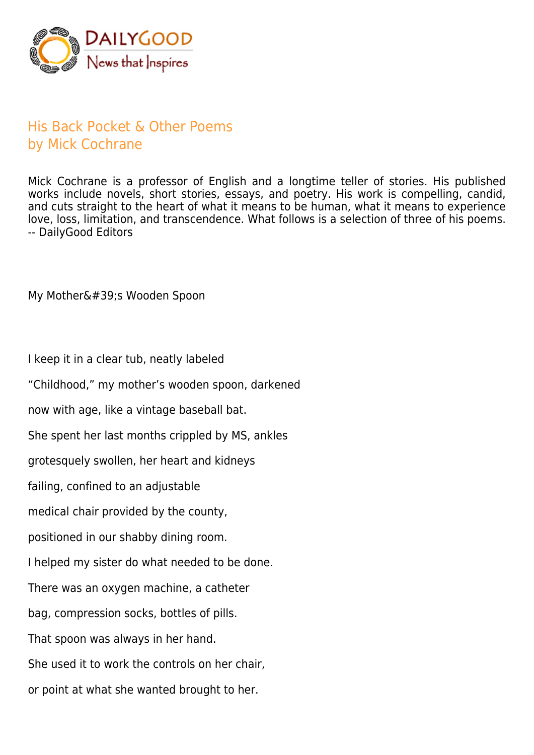DAILYGOOD
News that Inspires

# His Back Pocket & Other Poems
## by Mick Cochrane

Mick Cochrane is a professor of English and a longtime teller of stories. His published works include novels, short stories, essays, and poetry. His work is compelling, candid, and cuts straight to the heart of what it means to be human, what it means to experience love, loss, limitation, and transcendence. What follows is a selection of three of his poems. -- DailyGood Editors

### My Mother's Wooden Spoon

I keep it in a clear tub, neatly labeled

“Childhood,” my mother’s wooden spoon, darkened

now with age, like a vintage baseball bat.

She spent her last months crippled by MS, ankles

grotesquely swollen, her heart and kidneys

failing, confined to an adjustable

medical chair provided by the county,

positioned in our shabby dining room.

I helped my sister do what needed to be done.

There was an oxygen machine, a catheter

bag, compression socks, bottles of pills.

That spoon was always in her hand.

She used it to work the controls on her chair,

or point at what she wanted brought to her.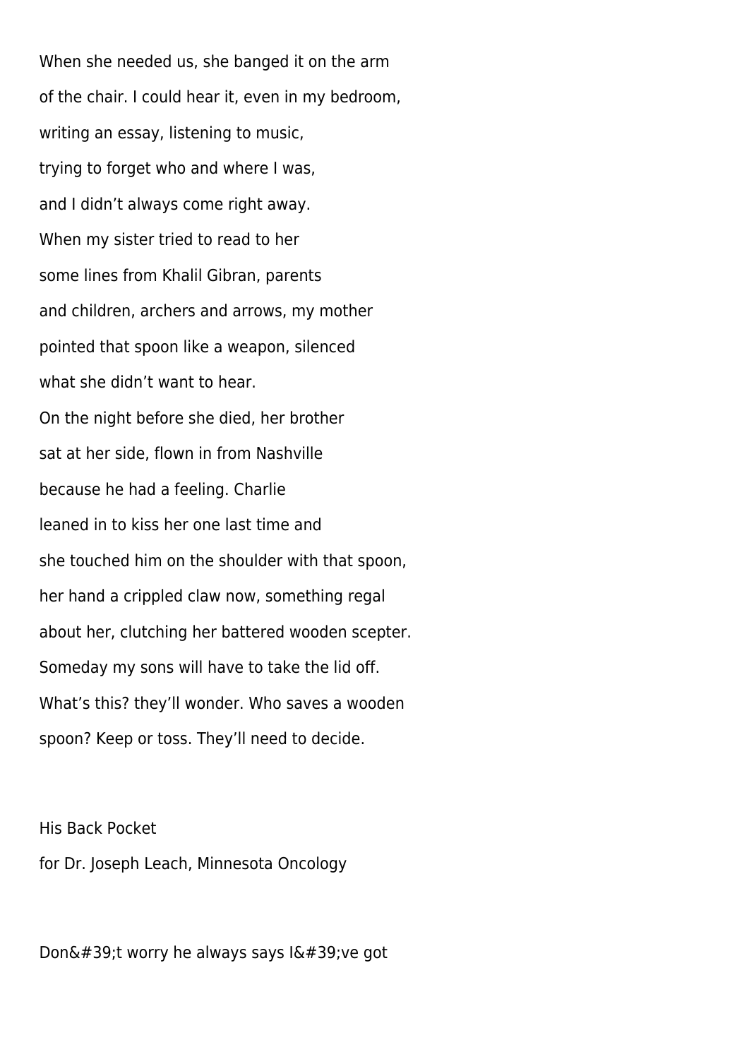When she needed us, she banged it on the arm
of the chair. I could hear it, even in my bedroom,
writing an essay, listening to music,
trying to forget who and where I was,
and I didn't always come right away.
When my sister tried to read to her
some lines from Khalil Gibran, parents
and children, archers and arrows, my mother
pointed that spoon like a weapon, silenced
what she didn't want to hear.
On the night before she died, her brother
sat at her side, flown in from Nashville
because he had a feeling. Charlie
leaned in to kiss her one last time and
she touched him on the shoulder with that spoon,
her hand a crippled claw now, something regal
about her, clutching her battered wooden scepter.
Someday my sons will have to take the lid off.
What's this? they'll wonder. Who saves a wooden
spoon? Keep or toss. They'll need to decide.

His Back Pocket

for Dr. Joseph Leach, Minnesota Oncology

Don&#39;t worry he always says I&#39;ve got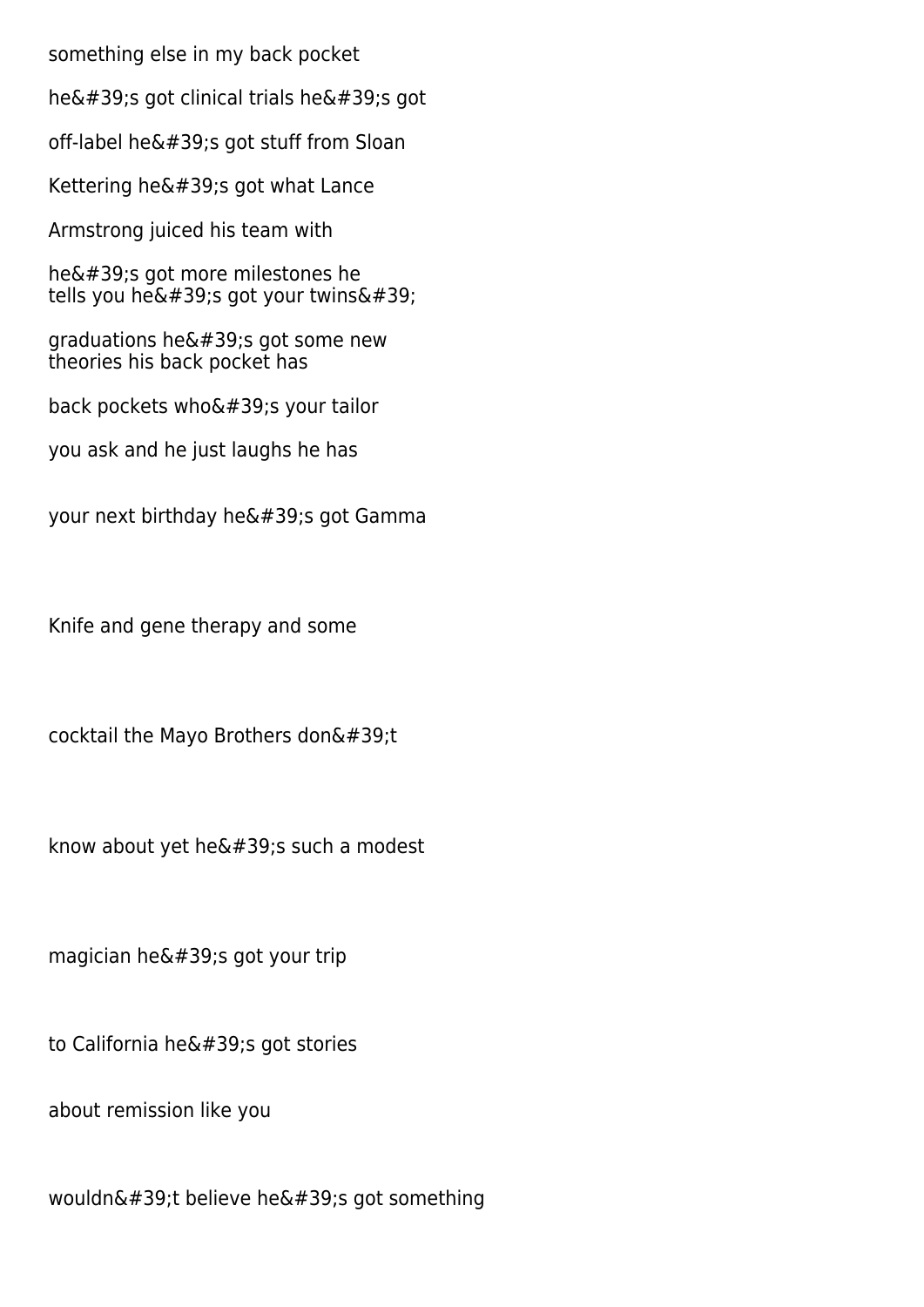something else in my back pocket

he&#39;s got clinical trials he&#39;s got

off-label he&#39;s got stuff from Sloan

Kettering he&#39;s got what Lance

Armstrong juiced his team with

he&#39;s got more milestones he
tells you he&#39;s got your twins&#39;

graduations he&#39;s got some new
theories his back pocket has

back pockets who&#39;s your tailor

you ask and he just laughs he has

your next birthday he&#39;s got Gamma

Knife and gene therapy and some

cocktail the Mayo Brothers don&#39;t

know about yet he&#39;s such a modest

magician he&#39;s got your trip

to California he&#39;s got stories

about remission like you

wouldn&#39;t believe he&#39;s got something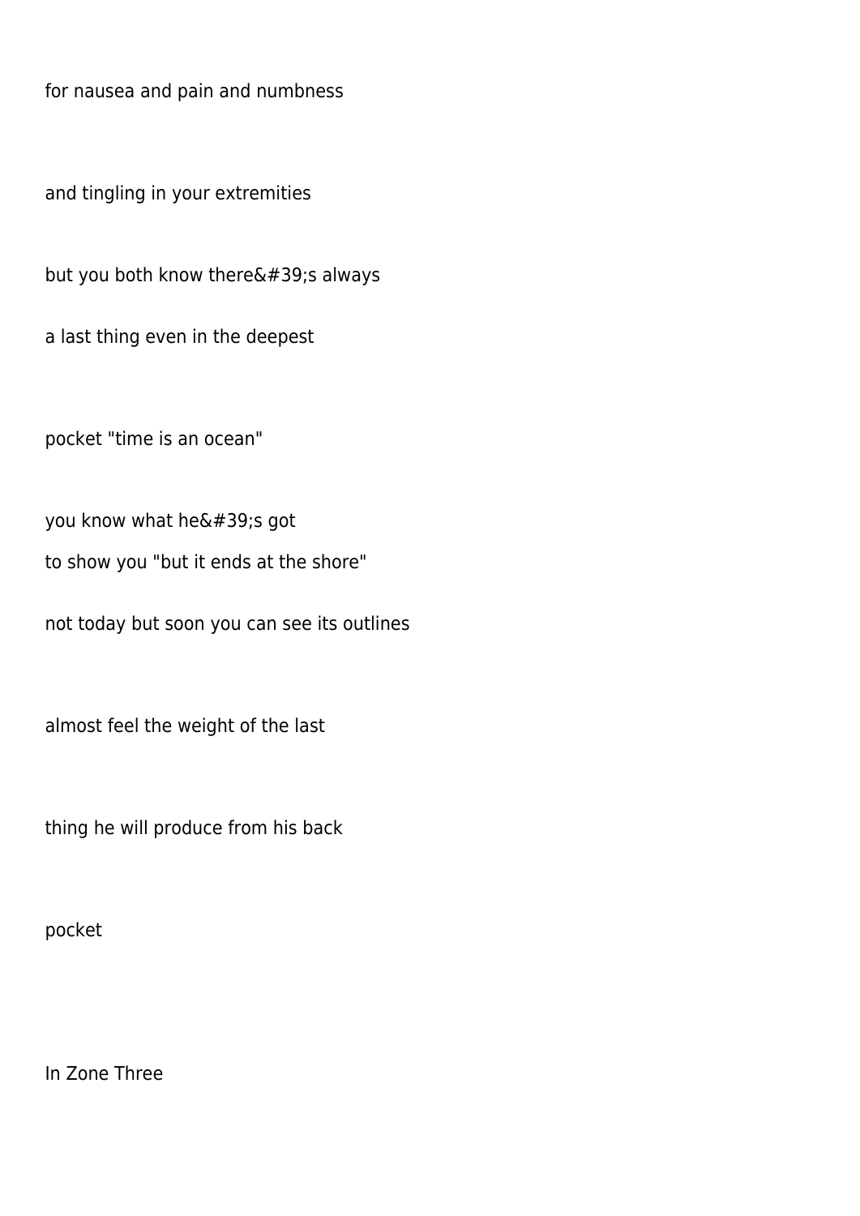for nausea and pain and numbness

and tingling in your extremities

but you both know there&#39;s always
a last thing even in the deepest

pocket "time is an ocean"

you know what he&#39;s got
to show you "but it ends at the shore"

not today but soon you can see its outlines

almost feel the weight of the last

thing he will produce from his back

pocket

In Zone Three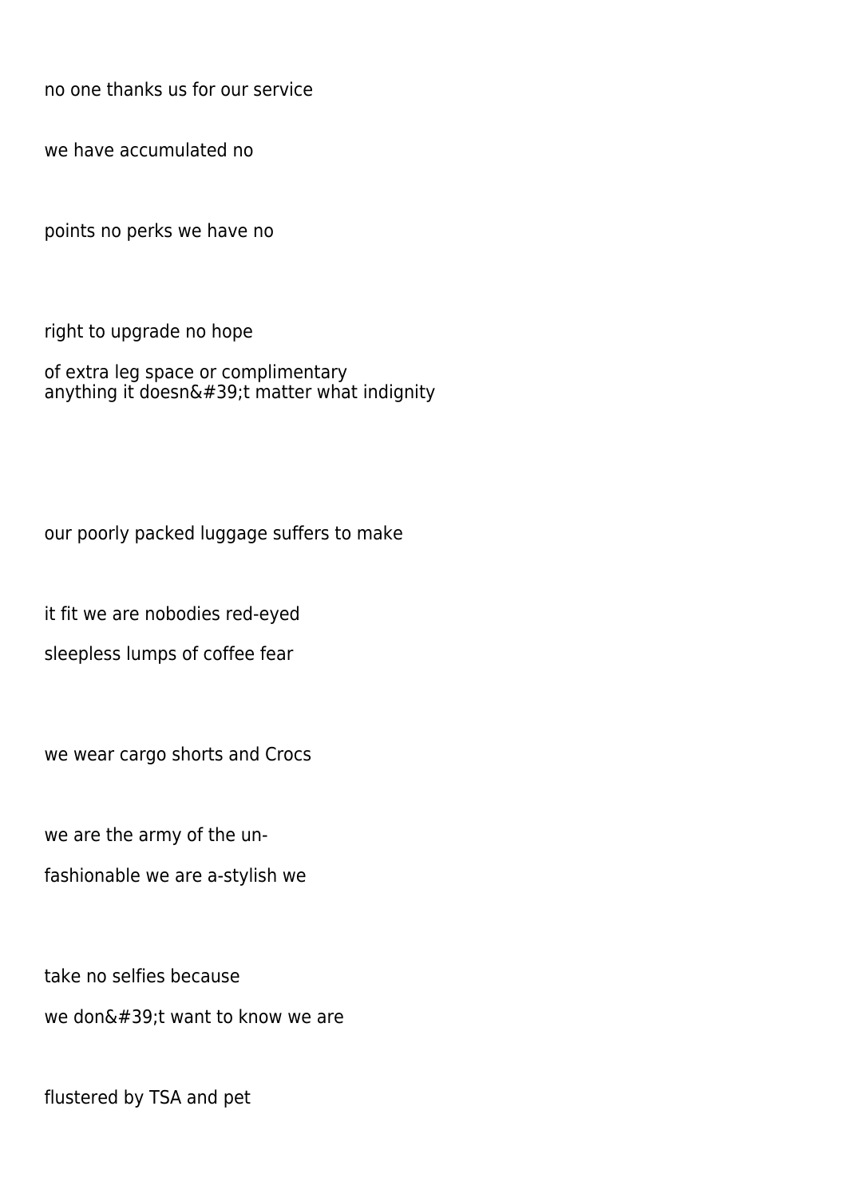no one thanks us for our service

we have accumulated no

points no perks we have no

right to upgrade no hope

of extra leg space or complimentary
anything it doesn&#39;t matter what indignity

our poorly packed luggage suffers to make

it fit we are nobodies red-eyed

sleepless lumps of coffee fear

we wear cargo shorts and Crocs

we are the army of the un-

fashionable we are a-stylish we

take no selfies because

we don&#39;t want to know we are

flustered by TSA and pet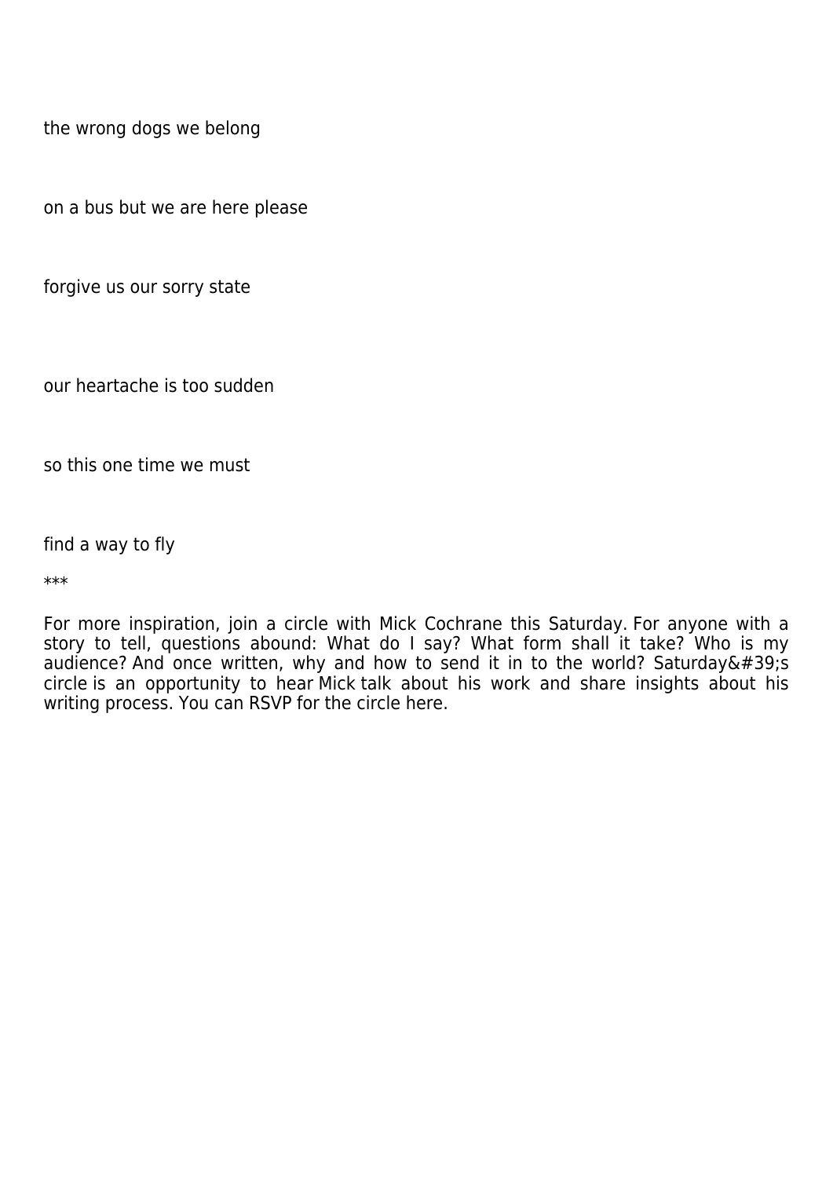the wrong dogs we belong

on a bus but we are here please

forgive us our sorry state

our heartache is too sudden

so this one time we must

find a way to fly

***

For more inspiration, join a circle with Mick Cochrane this Saturday. For anyone with a story to tell, questions abound: What do I say? What form shall it take? Who is my audience? And once written, why and how to send it in to the world? Saturday&#39;s circle is an opportunity to hear Mick talk about his work and share insights about his writing process. You can RSVP for the circle here.